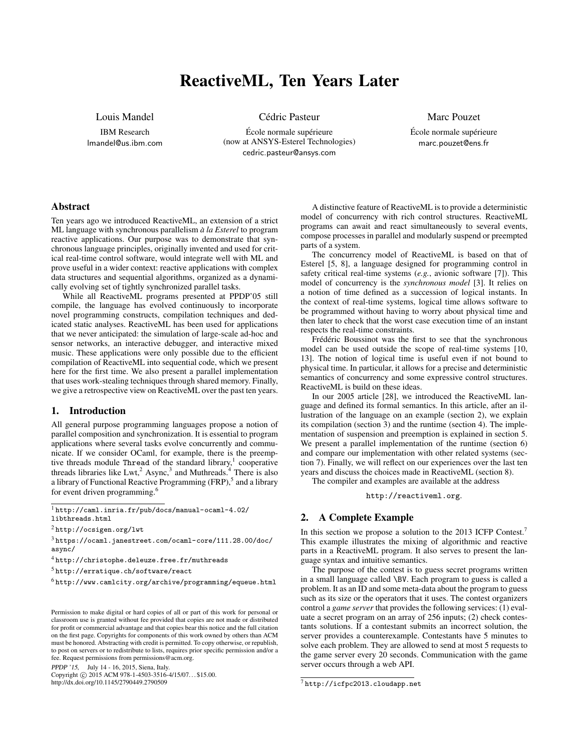# ReactiveML, Ten Years Later

Louis Mandel
IBM Research
lmandel@us.ibm.com

Cédric Pasteur
École normale supérieure
(now at ANSYS-Esterel Technologies)
cedric.pasteur@ansys.com

Marc Pouzet
École normale supérieure
marc.pouzet@ens.fr

## Abstract

Ten years ago we introduced ReactiveML, an extension of a strict ML language with synchronous parallelism *à la Esterel* to program reactive applications. Our purpose was to demonstrate that synchronous language principles, originally invented and used for critical real-time control software, would integrate well with ML and prove useful in a wider context: reactive applications with complex data structures and sequential algorithms, organized as a dynamically evolving set of tightly synchronized parallel tasks.

While all ReactiveML programs presented at PPDP'05 still compile, the language has evolved continuously to incorporate novel programming constructs, compilation techniques and dedicated static analyses. ReactiveML has been used for applications that we never anticipated: the simulation of large-scale ad-hoc and sensor networks, an interactive debugger, and interactive mixed music. These applications were only possible due to the efficient compilation of ReactiveML into sequential code, which we present here for the first time. We also present a parallel implementation that uses work-stealing techniques through shared memory. Finally, we give a retrospective view on ReactiveML over the past ten years.

## 1. Introduction

All general purpose programming languages propose a notion of parallel composition and synchronization. It is essential to program applications where several tasks evolve concurrently and communicate. If we consider OCaml, for example, there is the preemptive threads module `Thread` of the standard library,[1] cooperative threads libraries like Lwt,[2] Async,[3] and Muthreads.[4] There is also a library of Functional Reactive Programming (FRP),[5] and a library for event driven programming.[6]

[1] http://caml.inria.fr/pub/docs/manual-ocaml-4.02/libthreads.html

[2] http://ocsigen.org/lwt

[3] https://ocaml.janestreet.com/ocaml-core/111.28.00/doc/async/

[4] http://christophe.deleuze.free.fr/muthreads

[5] http://erratique.ch/software/react

[6] http://www.camlcity.org/archive/programming/equeue.html

Permission to make digital or hard copies of all or part of this work for personal or classroom use is granted without fee provided that copies are not made or distributed for profit or commercial advantage and that copies bear this notice and the full citation on the first page. Copyrights for components of this work owned by others than ACM must be honored. Abstracting with credit is permitted. To copy otherwise, or republish, to post on servers or to redistribute to lists, requires prior specific permission and/or a fee. Request permissions from permissions@acm.org.

*PPDP '15*, July 14 - 16, 2015, Siena, Italy.
Copyright © 2015 ACM 978-1-4503-3516-4/15/07…$15.00.
http://dx.doi.org/10.1145/2790449.2790509

A distinctive feature of ReactiveML is to provide a deterministic model of concurrency with rich control structures. ReactiveML programs can await and react simultaneously to several events, compose processes in parallel and modularly suspend or preempted parts of a system.

The concurrency model of ReactiveML is based on that of Esterel [5, 8], a language designed for programming control in safety critical real-time systems (*e.g.*, avionic software [7]). This model of concurrency is the *synchronous model* [3]. It relies on a notion of time defined as a succession of logical instants. In the context of real-time systems, logical time allows software to be programmed without having to worry about physical time and then later to check that the worst case execution time of an instant respects the real-time constraints.

Frédéric Boussinot was the first to see that the synchronous model can be used outside the scope of real-time systems [10, 13]. The notion of logical time is useful even if not bound to physical time. In particular, it allows for a precise and deterministic semantics of concurrency and some expressive control structures. ReactiveML is build on these ideas.

In our 2005 article [28], we introduced the ReactiveML language and defined its formal semantics. In this article, after an illustration of the language on an example (section 2), we explain its compilation (section 3) and the runtime (section 4). The implementation of suspension and preemption is explained in section 5. We present a parallel implementation of the runtime (section 6) and compare our implementation with other related systems (section 7). Finally, we will reflect on our experiences over the last ten years and discuss the choices made in ReactiveML (section 8).

The compiler and examples are available at the address

http://reactiveml.org.

## 2. A Complete Example

In this section we propose a solution to the 2013 ICFP Contest.[7] This example illustrates the mixing of algorithmic and reactive parts in a ReactiveML program. It also serves to present the language syntax and intuitive semantics.

The purpose of the contest is to guess secret programs written in a small language called `\BV`. Each program to guess is called a problem. It as an ID and some meta-data about the program to guess such as its size or the operators that it uses. The contest organizers control a *game server* that provides the following services: (1) evaluate a secret program on an array of 256 inputs; (2) check contestants solutions. If a contestant submits an incorrect solution, the server provides a counterexample. Contestants have 5 minutes to solve each problem. They are allowed to send at most 5 requests to the game server every 20 seconds. Communication with the game server occurs through a web API.

[7] http://icfpc2013.cloudapp.net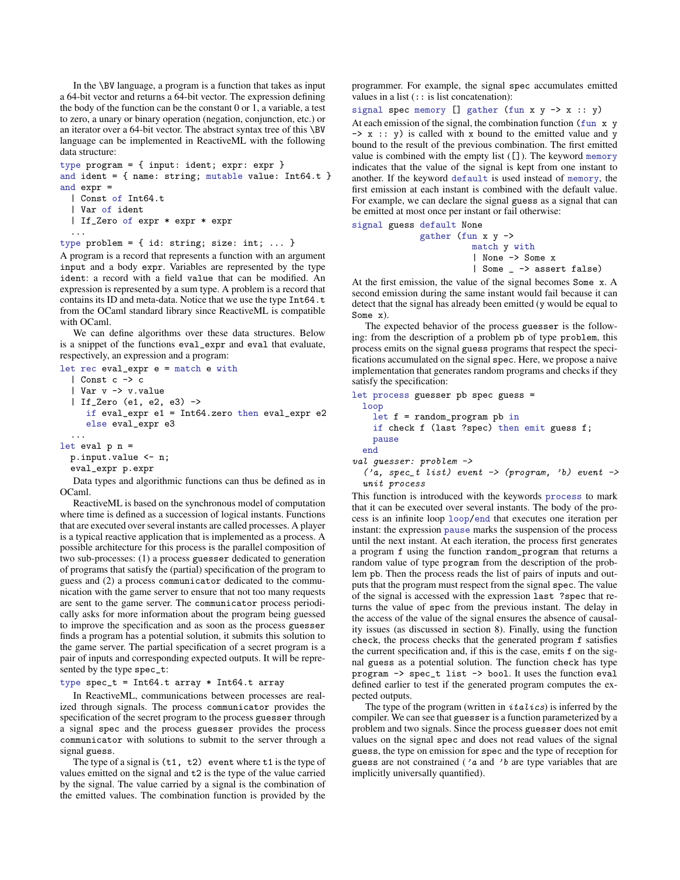In the \BV language, a program is a function that takes as input a 64-bit vector and returns a 64-bit vector. The expression defining the body of the function can be the constant 0 or 1, a variable, a test to zero, a unary or binary operation (negation, conjunction, etc.) or an iterator over a 64-bit vector. The abstract syntax tree of this \BV language can be implemented in ReactiveML with the following data structure:

```
type program = { input: ident; expr: expr }
and ident = { name: string; mutable value: Int64.t }
and expr =
  | Const of Int64.t
  | Var of ident
  | If_Zero of expr * expr * expr
  ...
type problem = { id: string; size: int; ... }
```

A program is a record that represents a function with an argument `input` and a body `expr`. Variables are represented by the type `ident`: a record with a field `value` that can be modified. An expression is represented by a sum type. A problem is a record that contains its ID and meta-data. Notice that we use the type `Int64.t` from the OCaml standard library since ReactiveML is compatible with OCaml.

We can define algorithms over these data structures. Below is a snippet of the functions `eval_expr` and `eval` that evaluate, respectively, an expression and a program:

```
let rec eval_expr e = match e with
  | Const c -> c
  | Var v -> v.value
  | If_Zero (e1, e2, e3) ->
     if eval_expr e1 = Int64.zero then eval_expr e2
     else eval_expr e3
  ...
let eval p n =
  p.input.value <- n;
  eval_expr p.expr
```

Data types and algorithmic functions can thus be defined as in OCaml.

ReactiveML is based on the synchronous model of computation where time is defined as a succession of logical instants. Functions that are executed over several instants are called processes. A player is a typical reactive application that is implemented as a process. A possible architecture for this process is the parallel composition of two sub-processes: (1) a process `guesser` dedicated to generation of programs that satisfy the (partial) specification of the program to guess and (2) a process `communicator` dedicated to the communication with the game server to ensure that not too many requests are sent to the game server. The `communicator` process periodically asks for more information about the program being guessed to improve the specification and as soon as the process `guesser` finds a program has a potential solution, it submits this solution to the game server. The partial specification of a secret program is a pair of inputs and corresponding expected outputs. It will be represented by the type `spec_t`:

```
type spec_t = Int64.t array * Int64.t array
```

In ReactiveML, communications between processes are realized through signals. The process `communicator` provides the specification of the secret program to the process `guesser` through a signal `spec` and the process `guesser` provides the process `communicator` with solutions to submit to the server through a signal `guess`.

The type of a signal is `(t1, t2) event` where `t1` is the type of values emitted on the signal and `t2` is the type of the value carried by the signal. The value carried by a signal is the combination of the emitted values. The combination function is provided by the programmer. For example, the signal `spec` accumulates emitted values in a list (`::` is list concatenation):

```
signal spec memory [] gather (fun x y -> x :: y)
```

At each emission of the signal, the combination function (`fun x y -> x :: y`) is called with `x` bound to the emitted value and `y` bound to the result of the previous combination. The first emitted value is combined with the empty list (`[]`). The keyword `memory` indicates that the value of the signal is kept from one instant to another. If the keyword `default` is used instead of `memory`, the first emission at each instant is combined with the default value. For example, we can declare the signal `guess` as a signal that can be emitted at most once per instant or fail otherwise:

```
signal guess default None
             gather (fun x y ->
                       match y with
                       | None -> Some x
                       | Some _ -> assert false)
```

At the first emission, the value of the signal becomes `Some x`. A second emission during the same instant would fail because it can detect that the signal has already been emitted (`y` would be equal to `Some x`).

The expected behavior of the process `guesser` is the following: from the description of a problem `pb` of type `problem`, this process emits on the signal `guess` programs that respect the specifications accumulated on the signal `spec`. Here, we propose a naive implementation that generates random programs and checks if they satisfy the specification:

```
let process guesser pb spec guess =
  loop
    let f = random_program pb in
    if check f (last ?spec) then emit guess f;
    pause
  end
val guesser: problem ->
  ('a, spec_t list) event -> (program, 'b) event ->
  unit process
```

This function is introduced with the keywords `process` to mark that it can be executed over several instants. The body of the process is an infinite loop `loop`/`end` that executes one iteration per instant: the expression `pause` marks the suspension of the process until the next instant. At each iteration, the process first generates a program `f` using the function `random_program` that returns a random value of type `program` from the description of the problem `pb`. Then the process reads the list of pairs of inputs and outputs that the program must respect from the signal `spec`. The value of the signal is accessed with the expression `last ?spec` that returns the value of `spec` from the previous instant. The delay in the access of the value of the signal ensures the absence of causality issues (as discussed in section 8). Finally, using the function `check`, the process checks that the generated program `f` satisfies the current specification and, if this is the case, emits `f` on the signal `guess` as a potential solution. The function `check` has type `program -> spec_t list -> bool`. It uses the function `eval` defined earlier to test if the generated program computes the expected outputs.

The type of the program (written in *italics*) is inferred by the compiler. We can see that `guesser` is a function parameterized by a problem and two signals. Since the process `guesser` does not emit values on the signal `spec` and does not read values of the signal `guess`, the type on emission for `spec` and the type of reception for `guess` are not constrained (*'a* and *'b* are type variables that are implicitly universally quantified).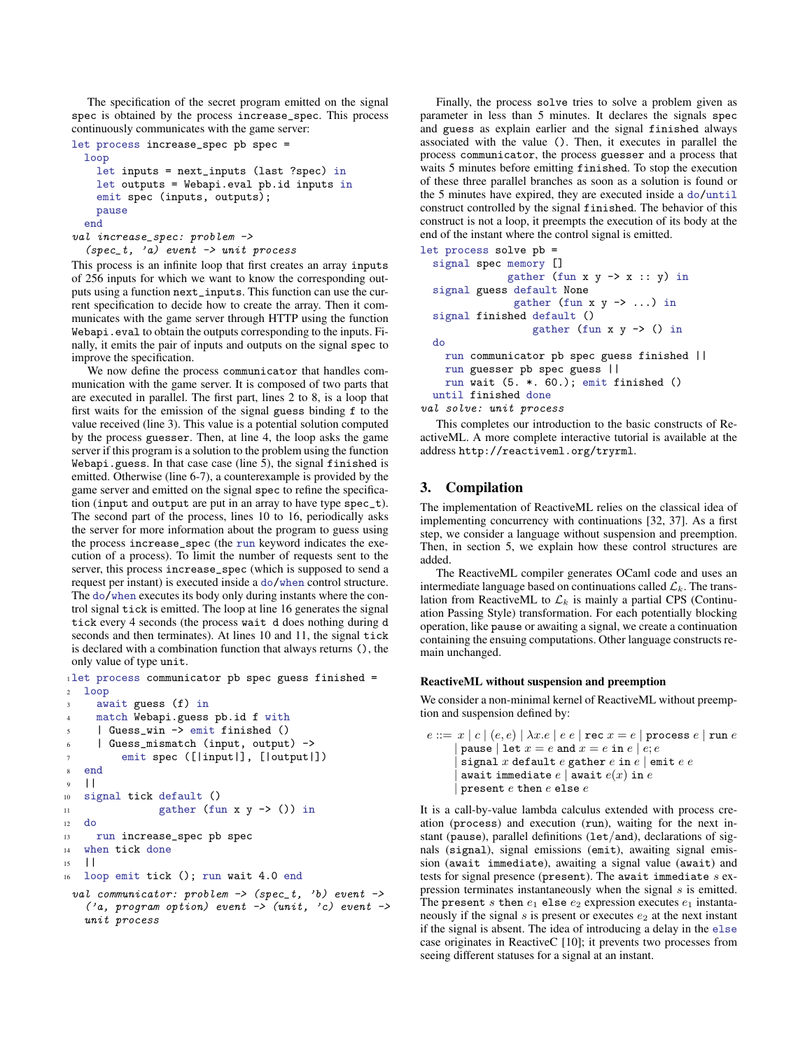The specification of the secret program emitted on the signal spec is obtained by the process increase_spec. This process continuously communicates with the game server:

```
let process increase_spec pb spec =
  loop
    let inputs = next_inputs (last ?spec) in
    let outputs = Webapi.eval pb.id inputs in
    emit spec (inputs, outputs);
    pause
  end
val increase_spec: problem ->
  (spec_t, 'a) event -> unit process
```

This process is an infinite loop that first creates an array inputs of 256 inputs for which we want to know the corresponding outputs using a function next_inputs. This function can use the current specification to decide how to create the array. Then it communicates with the game server through HTTP using the function Webapi.eval to obtain the outputs corresponding to the inputs. Finally, it emits the pair of inputs and outputs on the signal spec to improve the specification.

We now define the process communicator that handles communication with the game server. It is composed of two parts that are executed in parallel. The first part, lines 2 to 8, is a loop that first waits for the emission of the signal guess binding f to the value received (line 3). This value is a potential solution computed by the process guesser. Then, at line 4, the loop asks the game server if this program is a solution to the problem using the function Webapi.guess. In that case case (line 5), the signal finished is emitted. Otherwise (line 6-7), a counterexample is provided by the game server and emitted on the signal spec to refine the specification (input and output are put in an array to have type spec_t). The second part of the process, lines 10 to 16, periodically asks the server for more information about the program to guess using the process increase_spec (the run keyword indicates the execution of a process). To limit the number of requests sent to the server, this process increase_spec (which is supposed to send a request per instant) is executed inside a do/when control structure. The do/when executes its body only during instants where the control signal tick is emitted. The loop at line 16 generates the signal tick every 4 seconds (the process wait d does nothing during d seconds and then terminates). At lines 10 and 11, the signal tick is declared with a combination function that always returns (), the only value of type unit.

```
1  let process communicator pb spec guess finished =
2    loop
3      await guess (f) in
4      match Webapi.guess pb.id f with
5      | Guess_win -> emit finished ()
6      | Guess_mismatch (input, output) ->
7          emit spec ([|input|], [|output|])
8    end
9    ||
10   signal tick default ()
11                gather (fun x y -> ()) in
12   do
13     run increase_spec pb spec
14   when tick done
15   ||
16   loop emit tick (); run wait 4.0 end
val communicator: problem -> (spec_t, 'b) event ->
  ('a, program option) event -> (unit, 'c) event ->
  unit process
```

Finally, the process solve tries to solve a problem given as parameter in less than 5 minutes. It declares the signals spec and guess as explain earlier and the signal finished always associated with the value (). Then, it executes in parallel the process communicator, the process guesser and a process that waits 5 minutes before emitting finished. To stop the execution of these three parallel branches as soon as a solution is found or the 5 minutes have expired, they are executed inside a do/until construct controlled by the signal finished. The behavior of this construct is not a loop, it preempts the execution of its body at the end of the instant where the control signal is emitted.

```
let process solve pb =
  signal spec memory []
              gather (fun x y -> x :: y) in
  signal guess default None
               gather (fun x y -> ...) in
  signal finished default ()
                  gather (fun x y -> () in
  do
    run communicator pb spec guess finished ||
    run guesser pb spec guess ||
    run wait (5. *. 60.); emit finished ()
  until finished done
val solve: unit process
```

This completes our introduction to the basic constructs of ReactiveML. A more complete interactive tutorial is available at the address http://reactiveml.org/tryrml.

## 3. Compilation

The implementation of ReactiveML relies on the classical idea of implementing concurrency with continuations [32, 37]. As a first step, we consider a language without suspension and preemption. Then, in section 5, we explain how these control structures are added.

The ReactiveML compiler generates OCaml code and uses an intermediate language based on continuations called $\mathcal{L}_k$. The translation from ReactiveML to $\mathcal{L}_k$ is mainly a partial CPS (Continuation Passing Style) transformation. For each potentially blocking operation, like pause or awaiting a signal, we create a continuation containing the ensuing computations. Other language constructs remain unchanged.

### ReactiveML without suspension and preemption

We consider a non-minimal kernel of ReactiveML without preemption and suspension defined by:

$$
\begin{aligned}
e ::= \;& x \mid c \mid (e, e) \mid \lambda x.e \mid e\ e \mid \texttt{rec}\ x = e \mid \texttt{process}\ e \mid \texttt{run}\ e \\
\mid\;& \texttt{pause} \mid \texttt{let}\ x = e\ \texttt{and}\ x = e\ \texttt{in}\ e \mid e; e \\
\mid\;& \texttt{signal}\ x\ \texttt{default}\ e\ \texttt{gather}\ e\ \texttt{in}\ e \mid \texttt{emit}\ e\ e \\
\mid\;& \texttt{await immediate}\ e \mid \texttt{await}\ e(x)\ \texttt{in}\ e \\
\mid\;& \texttt{present}\ e\ \texttt{then}\ e\ \texttt{else}\ e
\end{aligned}
$$

It is a call-by-value lambda calculus extended with process creation (process) and execution (run), waiting for the next instant (pause), parallel definitions (let/and), declarations of signals (signal), signal emissions (emit), awaiting signal emission (await immediate), awaiting a signal value (await) and tests for signal presence (present). The await immediate $s$ expression terminates instantaneously when the signal $s$ is emitted. The present $s$ then $e_1$ else $e_2$ expression executes $e_1$ instantaneously if the signal $s$ is present or executes $e_2$ at the next instant if the signal is absent. The idea of introducing a delay in the else case originates in ReactiveC [10]; it prevents two processes from seeing different statuses for a signal at an instant.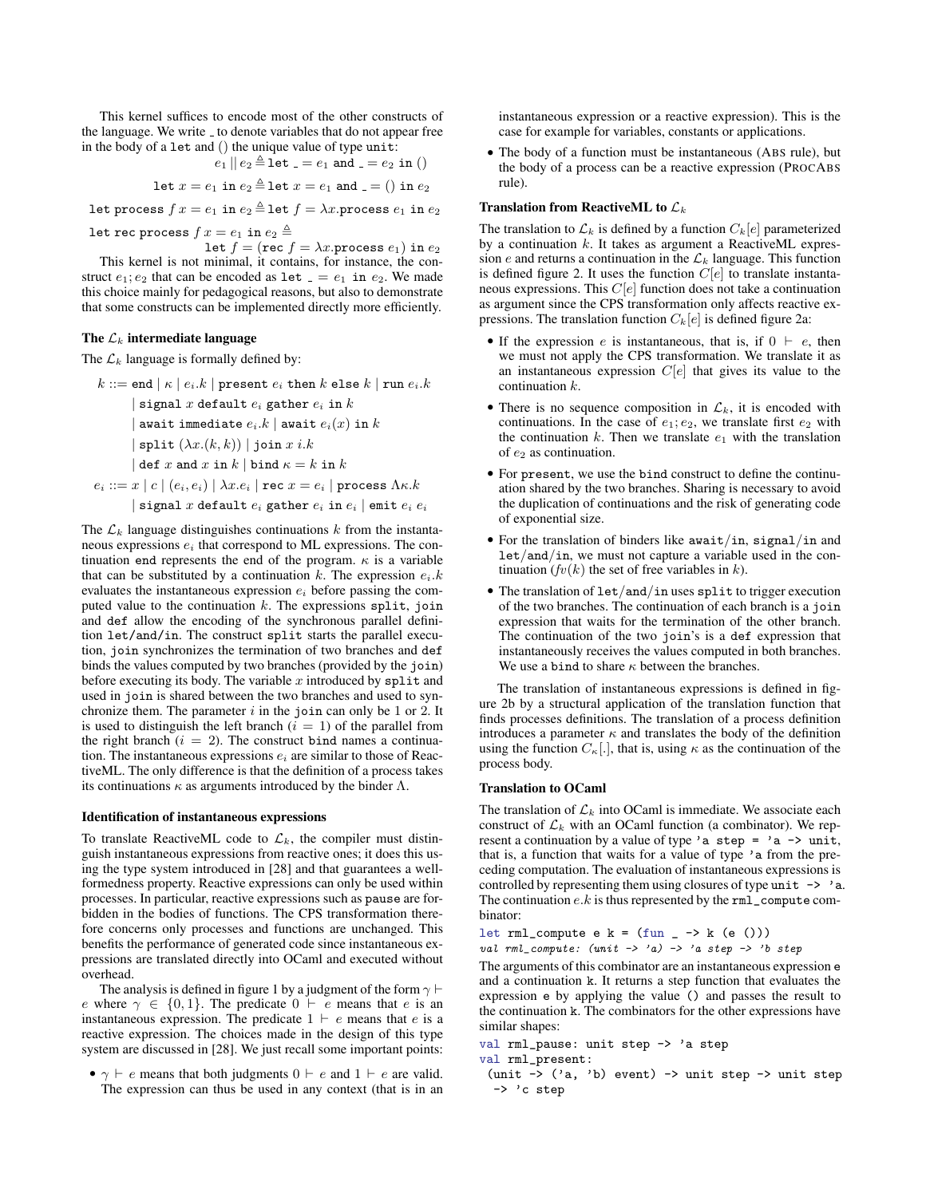This kernel suffices to encode most of the other constructs of the language. We write _ to denote variables that do not appear free in the body of a `let` and () the unique value of type `unit`:

$$e_1 \,||\, e_2 \triangleq \texttt{let \_} = e_1 \texttt{ and \_} = e_2 \texttt{ in ()}$$

$$\texttt{let } x = e_1 \texttt{ in } e_2 \triangleq \texttt{let } x = e_1 \texttt{ and \_} = () \texttt{ in } e_2$$

$$\texttt{let process } f\,x = e_1 \texttt{ in } e_2 \triangleq \texttt{let } f = \lambda x.\texttt{process } e_1 \texttt{ in } e_2$$

$$\texttt{let rec process } f\,x = e_1 \texttt{ in } e_2 \triangleq \texttt{let } f = (\texttt{rec } f = \lambda x.\texttt{process } e_1) \texttt{ in } e_2$$

This kernel is not minimal, it contains, for instance, the construct $e_1; e_2$ that can be encoded as $\texttt{let \_} = e_1 \texttt{ in } e_2$. We made this choice mainly for pedagogical reasons, but also to demonstrate that some constructs can be implemented directly more efficiently.

### The $\mathcal{L}_k$ intermediate language

The $\mathcal{L}_k$ language is formally defined by:

$$
\begin{aligned}
k ::=\;& \texttt{end} \mid \kappa \mid e_i.k \mid \texttt{present } e_i \texttt{ then } k \texttt{ else } k \mid \texttt{run } e_i.k \\
\mid\;& \texttt{signal } x \texttt{ default } e_i \texttt{ gather } e_i \texttt{ in } k \\
\mid\;& \texttt{await immediate } e_i.k \mid \texttt{await } e_i(x) \texttt{ in } k \\
\mid\;& \texttt{split } (\lambda x.(k,k)) \mid \texttt{join } x\ i.k \\
\mid\;& \texttt{def } x \texttt{ and } x \texttt{ in } k \mid \texttt{bind } \kappa = k \texttt{ in } k \\
e_i ::=\;& x \mid c \mid (e_i, e_i) \mid \lambda x.e_i \mid \texttt{rec } x = e_i \mid \texttt{process } \Lambda\kappa.k \\
\mid\;& \texttt{signal } x \texttt{ default } e_i \texttt{ gather } e_i \texttt{ in } e_i \mid \texttt{emit } e_i\ e_i
\end{aligned}
$$

The $\mathcal{L}_k$ language distinguishes continuations $k$ from the instantaneous expressions $e_i$ that correspond to ML expressions. The continuation `end` represents the end of the program. $\kappa$ is a variable that can be substituted by a continuation $k$. The expression $e_i.k$ evaluates the instantaneous expression $e_i$ before passing the computed value to the continuation $k$. The expressions `split`, `join` and `def` allow the encoding of the synchronous parallel definition `let/and/in`. The construct `split` starts the parallel execution, `join` synchronizes the termination of two branches and `def` binds the values computed by two branches (provided by the `join`) before executing its body. The variable $x$ introduced by `split` and used in `join` is shared between the two branches and used to synchronize them. The parameter $i$ in the `join` can only be 1 or 2. It is used to distinguish the left branch ($i = 1$) of the parallel from the right branch ($i = 2$). The construct `bind` names a continuation. The instantaneous expressions $e_i$ are similar to those of ReactiveML. The only difference is that the definition of a process takes its continuations $\kappa$ as arguments introduced by the binder $\Lambda$.

### Identification of instantaneous expressions

To translate ReactiveML code to $\mathcal{L}_k$, the compiler must distinguish instantaneous expressions from reactive ones; it does this using the type system introduced in [28] and that guarantees a well-formedness property. Reactive expressions can only be used within processes. In particular, reactive expressions such as `pause` are forbidden in the bodies of functions. The CPS transformation therefore concerns only processes and functions are unchanged. This benefits the performance of generated code since instantaneous expressions are translated directly into OCaml and executed without overhead.

The analysis is defined in figure 1 by a judgment of the form $\gamma \vdash e$ where $\gamma \in \{0, 1\}$. The predicate $0 \vdash e$ means that $e$ is an instantaneous expression. The predicate $1 \vdash e$ means that $e$ is a reactive expression. The choices made in the design of this type system are discussed in [28]. We just recall some important points:

- $\gamma \vdash e$ means that both judgments $0 \vdash e$ and $1 \vdash e$ are valid. The expression can thus be used in any context (that is in an instantaneous expression or a reactive expression). This is the case for example for variables, constants or applications.
- The body of a function must be instantaneous (ABS rule), but the body of a process can be a reactive expression (PROCABS rule).

### Translation from ReactiveML to $\mathcal{L}_k$

The translation to $\mathcal{L}_k$ is defined by a function $C_k[e]$ parameterized by a continuation $k$. It takes as argument a ReactiveML expression $e$ and returns a continuation in the $\mathcal{L}_k$ language. This function is defined figure 2. It uses the function $C[e]$ to translate instantaneous expressions. This $C[e]$ function does not take a continuation as argument since the CPS transformation only affects reactive expressions. The translation function $C_k[e]$ is defined figure 2a:

- If the expression $e$ is instantaneous, that is, if $0 \vdash e$, then we must not apply the CPS transformation. We translate it as an instantaneous expression $C[e]$ that gives its value to the continuation $k$.
- There is no sequence composition in $\mathcal{L}_k$, it is encoded with continuations. In the case of $e_1; e_2$, we translate first $e_2$ with the continuation $k$. Then we translate $e_1$ with the translation of $e_2$ as continuation.
- For `present`, we use the `bind` construct to define the continuation shared by the two branches. Sharing is necessary to avoid the duplication of continuations and the risk of generating code of exponential size.
- For the translation of binders like `await/in`, `signal/in` and `let/and/in`, we must not capture a variable used in the continuation ($fv(k)$ the set of free variables in $k$).
- The translation of `let/and/in` uses `split` to trigger execution of the two branches. The continuation of each branch is a `join` expression that waits for the termination of the other branch. The continuation of the two `join`'s is a `def` expression that instantaneously receives the values computed in both branches. We use a `bind` to share $\kappa$ between the branches.

The translation of instantaneous expressions is defined in figure 2b by a structural application of the translation function that finds processes definitions. The translation of a process definition introduces a parameter $\kappa$ and translates the body of the definition using the function $C_\kappa[.]$, that is, using $\kappa$ as the continuation of the process body.

### Translation to OCaml

The translation of $\mathcal{L}_k$ into OCaml is immediate. We associate each construct of $\mathcal{L}_k$ with an OCaml function (a combinator). We represent a continuation by a value of type `'a step = 'a -> unit`, that is, a function that waits for a value of type `'a` from the preceding computation. The evaluation of instantaneous expressions is controlled by representing them using closures of type `unit -> 'a`. The continuation $e.k$ is thus represented by the `rml_compute` combinator:

```
let rml_compute e k = (fun _ -> k (e ()))
val rml_compute: (unit -> 'a) -> 'a step -> 'b step
```

The arguments of this combinator are an instantaneous expression `e` and a continuation `k`. It returns a step function that evaluates the expression `e` by applying the value `()` and passes the result to the continuation `k`. The combinators for the other expressions have similar shapes:

```
val rml_pause: unit step -> 'a step
val rml_present:
 (unit -> ('a, 'b) event) -> unit step -> unit step
  -> 'c step
```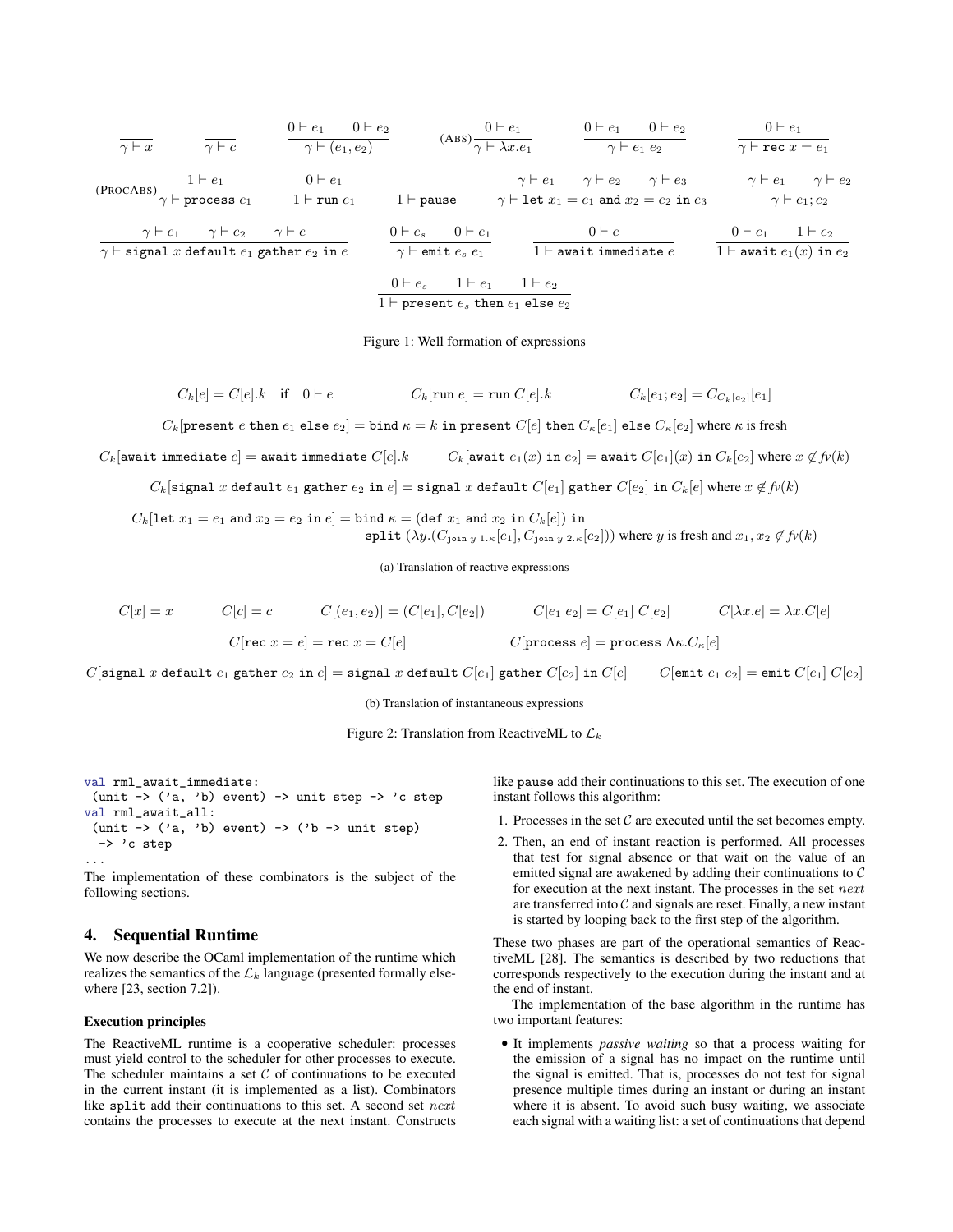$$\frac{}{\gamma \vdash x} \qquad \frac{}{\gamma \vdash c} \qquad \frac{0 \vdash e_1 \quad 0 \vdash e_2}{\gamma \vdash (e_1, e_2)} \qquad (\text{ABS})\frac{0 \vdash e_1}{\gamma \vdash \lambda x.e_1} \qquad \frac{0 \vdash e_1 \quad 0 \vdash e_2}{\gamma \vdash e_1\ e_2} \qquad \frac{0 \vdash e_1}{\gamma \vdash \texttt{rec}\ x = e_1}$$

$$(\text{PROCABS})\frac{1 \vdash e_1}{\gamma \vdash \texttt{process}\ e_1} \qquad \frac{0 \vdash e_1}{1 \vdash \texttt{run}\ e_1} \qquad \frac{}{1 \vdash \texttt{pause}} \qquad \frac{\gamma \vdash e_1 \quad \gamma \vdash e_2 \quad \gamma \vdash e_3}{\gamma \vdash \texttt{let}\ x_1 = e_1\ \texttt{and}\ x_2 = e_2\ \texttt{in}\ e_3} \qquad \frac{\gamma \vdash e_1 \quad \gamma \vdash e_2}{\gamma \vdash e_1; e_2}$$

$$\frac{\gamma \vdash e_1 \quad \gamma \vdash e_2 \quad \gamma \vdash e}{\gamma \vdash \texttt{signal}\ x\ \texttt{default}\ e_1\ \texttt{gather}\ e_2\ \texttt{in}\ e} \qquad \frac{0 \vdash e_s \quad 0 \vdash e_1}{\gamma \vdash \texttt{emit}\ e_s\ e_1} \qquad \frac{0 \vdash e}{1 \vdash \texttt{await immediate}\ e} \qquad \frac{0 \vdash e_1 \quad 1 \vdash e_2}{1 \vdash \texttt{await}\ e_1(x)\ \texttt{in}\ e_2}$$

$$\frac{0 \vdash e_s \quad 1 \vdash e_1 \quad 1 \vdash e_2}{1 \vdash \texttt{present}\ e_s\ \texttt{then}\ e_1\ \texttt{else}\ e_2}$$

Figure 1: Well formation of expressions

$$C_k[e] = C[e].k \quad \text{if} \quad 0 \vdash e \qquad C_k[\texttt{run}\ e] = \texttt{run}\ C[e].k \qquad C_k[e_1; e_2] = C_{C_k[e_2]}[e_1]$$

$$C_k[\texttt{present}\ e\ \texttt{then}\ e_1\ \texttt{else}\ e_2] = \texttt{bind}\ \kappa = k\ \texttt{in present}\ C[e]\ \texttt{then}\ C_\kappa[e_1]\ \texttt{else}\ C_\kappa[e_2] \text{ where } \kappa \text{ is fresh}$$

$$C_k[\texttt{await immediate}\ e] = \texttt{await immediate}\ C[e].k \qquad C_k[\texttt{await}\ e_1(x)\ \texttt{in}\ e_2] = \texttt{await}\ C[e_1](x)\ \texttt{in}\ C_k[e_2] \text{ where } x \notin fv(k)$$

$$C_k[\texttt{signal}\ x\ \texttt{default}\ e_1\ \texttt{gather}\ e_2\ \texttt{in}\ e] = \texttt{signal}\ x\ \texttt{default}\ C[e_1]\ \texttt{gather}\ C[e_2]\ \texttt{in}\ C_k[e] \text{ where } x \notin fv(k)$$

$$C_k[\texttt{let}\ x_1 = e_1\ \texttt{and}\ x_2 = e_2\ \texttt{in}\ e] = \texttt{bind}\ \kappa = (\texttt{def}\ x_1\ \texttt{and}\ x_2\ \texttt{in}\ C_k[e])\ \texttt{in}$$
$$\texttt{split}\ (\lambda y.(C_{\texttt{join}\ y\ 1.\kappa}[e_1], C_{\texttt{join}\ y\ 2.\kappa}[e_2])) \text{ where } y \text{ is fresh and } x_1, x_2 \notin fv(k)$$

(a) Translation of reactive expressions

$$C[x] = x \qquad C[c] = c \qquad C[(e_1, e_2)] = (C[e_1], C[e_2]) \qquad C[e_1\ e_2] = C[e_1]\ C[e_2] \qquad C[\lambda x.e] = \lambda x.C[e]$$

$$C[\texttt{rec}\ x = e] = \texttt{rec}\ x = C[e] \qquad C[\texttt{process}\ e] = \texttt{process}\ \Lambda\kappa.C_\kappa[e]$$

$$C[\texttt{signal}\ x\ \texttt{default}\ e_1\ \texttt{gather}\ e_2\ \texttt{in}\ e] = \texttt{signal}\ x\ \texttt{default}\ C[e_1]\ \texttt{gather}\ C[e_2]\ \texttt{in}\ C[e] \qquad C[\texttt{emit}\ e_1\ e_2] = \texttt{emit}\ C[e_1]\ C[e_2]$$

(b) Translation of instantaneous expressions

Figure 2: Translation from ReactiveML to $\mathcal{L}_k$

```
val rml_await_immediate:
 (unit -> ('a, 'b) event) -> unit step -> 'c step
val rml_await_all:
 (unit -> ('a, 'b) event) -> ('b -> unit step)
  -> 'c step
...
```

The implementation of these combinators is the subject of the following sections.

## 4. Sequential Runtime

We now describe the OCaml implementation of the runtime which realizes the semantics of the $\mathcal{L}_k$ language (presented formally elsewhere [23, section 7.2]).

### Execution principles

The ReactiveML runtime is a cooperative scheduler: processes must yield control to the scheduler for other processes to execute. The scheduler maintains a set $\mathcal{C}$ of continuations to be executed in the current instant (it is implemented as a list). Combinators like split add their continuations to this set. A second set $next$ contains the processes to execute at the next instant. Constructs like pause add their continuations to this set. The execution of one instant follows this algorithm:

1. Processes in the set $\mathcal{C}$ are executed until the set becomes empty.
2. Then, an end of instant reaction is performed. All processes that test for signal absence or that wait on the value of an emitted signal are awakened by adding their continuations to $\mathcal{C}$ for execution at the next instant. The processes in the set $next$ are transferred into $\mathcal{C}$ and signals are reset. Finally, a new instant is started by looping back to the first step of the algorithm.

These two phases are part of the operational semantics of ReactiveML [28]. The semantics is described by two reductions that corresponds respectively to the execution during the instant and at the end of instant.

The implementation of the base algorithm in the runtime has two important features:

- It implements *passive waiting* so that a process waiting for the emission of a signal has no impact on the runtime until the signal is emitted. That is, processes do not test for signal presence multiple times during an instant or during an instant where it is absent. To avoid such busy waiting, we associate each signal with a waiting list: a set of continuations that depend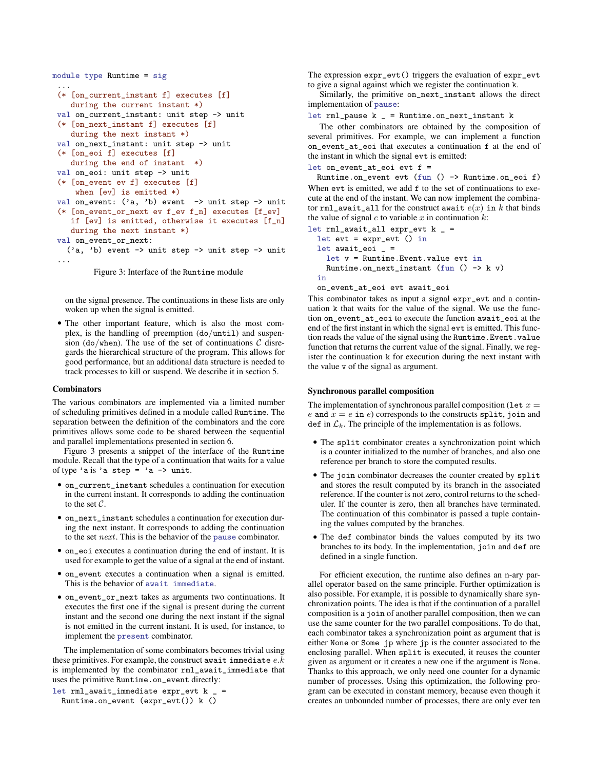```
module type Runtime = sig
 ...
 (* [on_current_instant f] executes [f]
    during the current instant *)
 val on_current_instant: unit step -> unit
 (* [on_next_instant f] executes [f]
    during the next instant *)
 val on_next_instant: unit step -> unit
 (* [on_eoi f] executes [f]
    during the end of instant  *)
 val on_eoi: unit step -> unit
 (* [on_event ev f] executes [f]
     when [ev] is emitted *)
 val on_event: ('a, 'b) event  -> unit step -> unit
 (* [on_event_or_next ev f_ev f_n] executes [f_ev]
    if [ev] is emitted, otherwise it executes [f_n]
    during the next instant *)
 val on_event_or_next:
   ('a, 'b) event -> unit step -> unit step -> unit
 ...
```

Figure 3: Interface of the `Runtime` module

on the signal presence. The continuations in these lists are only woken up when the signal is emitted.

- The other important feature, which is also the most complex, is the handling of preemption (do/until) and suspension (do/when). The use of the set of continuations $\mathcal{C}$ disregards the hierarchical structure of the program. This allows for good performance, but an additional data structure is needed to track processes to kill or suspend. We describe it in section 5.

### Combinators

The various combinators are implemented via a limited number of scheduling primitives defined in a module called `Runtime`. The separation between the definition of the combinators and the core primitives allows some code to be shared between the sequential and parallel implementations presented in section 6.

Figure 3 presents a snippet of the interface of the `Runtime` module. Recall that the type of a continuation that waits for a value of type `'a` is `'a step = 'a -> unit`.

- `on_current_instant` schedules a continuation for execution in the current instant. It corresponds to adding the continuation to the set $\mathcal{C}$.
- `on_next_instant` schedules a continuation for execution during the next instant. It corresponds to adding the continuation to the set $next$. This is the behavior of the `pause` combinator.
- `on_eoi` executes a continuation during the end of instant. It is used for example to get the value of a signal at the end of instant.
- `on_event` executes a continuation when a signal is emitted. This is the behavior of `await immediate`.
- `on_event_or_next` takes as arguments two continuations. It executes the first one if the signal is present during the current instant and the second one during the next instant if the signal is not emitted in the current instant. It is used, for instance, to implement the `present` combinator.

The implementation of some combinators becomes trivial using these primitives. For example, the construct `await immediate` $e.k$ is implemented by the combinator `rml_await_immediate` that uses the primitive `Runtime.on_event` directly:

```
let rml_await_immediate expr_evt k _ =
  Runtime.on_event (expr_evt()) k ()
```

The expression `expr_evt()` triggers the evaluation of `expr_evt` to give a signal against which we register the continuation `k`.

Similarly, the primitive `on_next_instant` allows the direct implementation of `pause`:

```
let rml_pause k _ = Runtime.on_next_instant k
```

The other combinators are obtained by the composition of several primitives. For example, we can implement a function `on_event_at_eoi` that executes a continuation `f` at the end of the instant in which the signal `evt` is emitted:

```
let on_event_at_eoi evt f =
  Runtime.on_event evt (fun () -> Runtime.on_eoi f)
```

When `evt` is emitted, we add `f` to the set of continuations to execute at the end of the instant. We can now implement the combinator `rml_await_all` for the construct `await` $e(x)$ `in` $k$ that binds the value of signal $e$ to variable $x$ in continuation $k$:

```
let rml_await_all expr_evt k _ =
  let evt = expr_evt () in
  let await_eoi _ =
    let v = Runtime.Event.value evt in
    Runtime.on_next_instant (fun () -> k v)
  in
  on_event_at_eoi evt await_eoi
```

This combinator takes as input a signal `expr_evt` and a continuation `k` that waits for the value of the signal. We use the function `on_event_at_eoi` to execute the function `await_eoi` at the end of the first instant in which the signal `evt` is emitted. This function reads the value of the signal using the `Runtime.Event.value` function that returns the current value of the signal. Finally, we register the continuation `k` for execution during the next instant with the value `v` of the signal as argument.

### Synchronous parallel composition

The implementation of synchronous parallel composition (`let` $x = e$ `and` $x = e$ `in` $e$) corresponds to the constructs `split`, `join` and `def` in $\mathcal{L}_k$. The principle of the implementation is as follows.

- The `split` combinator creates a synchronization point which is a counter initialized to the number of branches, and also one reference per branch to store the computed results.
- The `join` combinator decreases the counter created by `split` and stores the result computed by its branch in the associated reference. If the counter is not zero, control returns to the scheduler. If the counter is zero, then all branches have terminated. The continuation of this combinator is passed a tuple containing the values computed by the branches.
- The `def` combinator binds the values computed by its two branches to its body. In the implementation, `join` and `def` are defined in a single function.

For efficient execution, the runtime also defines an n-ary parallel operator based on the same principle. Further optimization is also possible. For example, it is possible to dynamically share synchronization points. The idea is that if the continuation of a parallel composition is a `join` of another parallel composition, then we can use the same counter for the two parallel compositions. To do that, each combinator takes a synchronization point as argument that is either `None` or `Some jp` where `jp` is the counter associated to the enclosing parallel. When `split` is executed, it reuses the counter given as argument or it creates a new one if the argument is `None`. Thanks to this approach, we only need one counter for a dynamic number of processes. Using this optimization, the following program can be executed in constant memory, because even though it creates an unbounded number of processes, there are only ever ten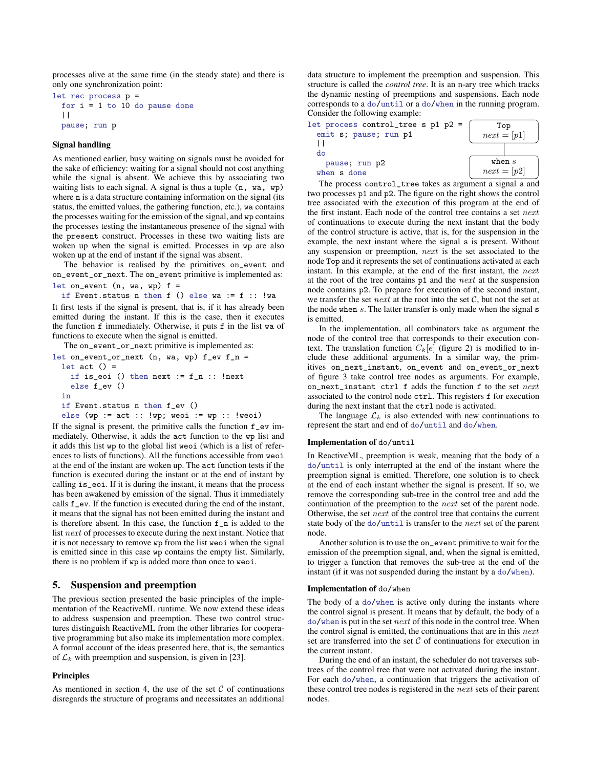processes alive at the same time (in the steady state) and there is only one synchronization point:

```
let rec process p =
  for i = 1 to 10 do pause done
  ||
  pause; run p
```

### Signal handling

As mentioned earlier, busy waiting on signals must be avoided for the sake of efficiency: waiting for a signal should not cost anything while the signal is absent. We achieve this by associating two waiting lists to each signal. A signal is thus a tuple `(n, wa, wp)` where `n` is a data structure containing information on the signal (its status, the emitted values, the gathering function, etc.), `wa` contains the processes waiting for the emission of the signal, and `wp` contains the processes testing the instantaneous presence of the signal with the `present` construct. Processes in these two waiting lists are woken up when the signal is emitted. Processes in `wp` are also woken up at the end of instant if the signal was absent.

The behavior is realised by the primitives `on_event` and `on_event_or_next`. The `on_event` primitive is implemented as:

```
let on_event (n, wa, wp) f =
  if Event.status n then f () else wa := f :: !wa
```

It first tests if the signal is present, that is, if it has already been emitted during the instant. If this is the case, then it executes the function `f` immediately. Otherwise, it puts `f` in the list `wa` of functions to execute when the signal is emitted.

The `on_event_or_next` primitive is implemented as:

```
let on_event_or_next (n, wa, wp) f_ev f_n =
  let act () =
    if is_eoi () then next := f_n :: !next
    else f_ev ()
  in
  if Event.status n then f_ev ()
  else (wp := act :: !wp; weoi := wp :: !weoi)
```

If the signal is present, the primitive calls the function `f_ev` immediately. Otherwise, it adds the `act` function to the `wp` list and it adds this list `wp` to the global list `weoi` (which is a list of references to lists of functions). All the functions accessible from `weoi` at the end of the instant are woken up. The `act` function tests if the function is executed during the instant or at the end of instant by calling `is_eoi`. If it is during the instant, it means that the process has been awakened by emission of the signal. Thus it immediately calls `f_ev`. If the function is executed during the end of the instant, it means that the signal has not been emitted during the instant and is therefore absent. In this case, the function `f_n` is added to the list *next* of processes to execute during the next instant. Notice that it is not necessary to remove `wp` from the list `weoi` when the signal is emitted since in this case `wp` contains the empty list. Similarly, there is no problem if `wp` is added more than once to `weoi`.

## 5. Suspension and preemption

The previous section presented the basic principles of the implementation of the ReactiveML runtime. We now extend these ideas to address suspension and preemption. These two control structures distinguish ReactiveML from the other libraries for cooperative programming but also make its implementation more complex. A formal account of the ideas presented here, that is, the semantics of $\mathcal{L}_k$ with preemption and suspension, is given in [23].

### Principles

As mentioned in section 4, the use of the set $\mathcal{C}$ of continuations disregards the structure of programs and necessitates an additional data structure to implement the preemption and suspension. This structure is called the *control tree*. It is an n-ary tree which tracks the dynamic nesting of preemptions and suspensions. Each node corresponds to a `do`/`until` or a `do`/`when` in the running program. Consider the following example:

```
let process control_tree s p1 p2 =
  emit s; pause; run p1
  ||
  do
    pause; run p2
  when s done
```

Top: $next = [p1]$
└── when $s$: $next = [p2]$

The process `control_tree` takes as argument a signal `s` and two processes `p1` and `p2`. The figure on the right shows the control tree associated with the execution of this program at the end of the first instant. Each node of the control tree contains a set *next* of continuations to execute during the next instant that the body of the control structure is active, that is, for the suspension in the example, the next instant where the signal `s` is present. Without any suspension or preemption, *next* is the set associated to the node `Top` and it represents the set of continuations activated at each instant. In this example, at the end of the first instant, the *next* at the root of the tree contains `p1` and the *next* at the suspension node contains `p2`. To prepare for execution of the second instant, we transfer the set *next* at the root into the set $\mathcal{C}$, but not the set at the node `when` $s$. The latter transfer is only made when the signal `s` is emitted.

In the implementation, all combinators take as argument the node of the control tree that corresponds to their execution context. The translation function $C_k[e]$ (figure 2) is modified to include these additional arguments. In a similar way, the primitives `on_next_instant`, `on_event` and `on_event_or_next` of figure 3 take control tree nodes as arguments. For example, `on_next_instant ctrl f` adds the function `f` to the set *next* associated to the control node `ctrl`. This registers `f` for execution during the next instant that the `ctrl` node is activated.

The language $\mathcal{L}_k$ is also extended with new continuations to represent the start and end of `do`/`until` and `do`/`when`.

### Implementation of `do/until`

In ReactiveML, preemption is weak, meaning that the body of a `do`/`until` is only interrupted at the end of the instant where the preemption signal is emitted. Therefore, one solution is to check at the end of each instant whether the signal is present. If so, we remove the corresponding sub-tree in the control tree and add the continuation of the preemption to the *next* set of the parent node. Otherwise, the set *next* of the control tree that contains the current state body of the `do`/`until` is transfer to the *next* set of the parent node.

Another solution is to use the `on_event` primitive to wait for the emission of the preemption signal, and, when the signal is emitted, to trigger a function that removes the sub-tree at the end of the instant (if it was not suspended during the instant by a `do`/`when`).

### Implementation of `do/when`

The body of a `do`/`when` is active only during the instants where the control signal is present. It means that by default, the body of a `do`/`when` is put in the set *next* of this node in the control tree. When the control signal is emitted, the continuations that are in this *next* set are transferred into the set $\mathcal{C}$ of continuations for execution in the current instant.

During the end of an instant, the scheduler do not traverses subtrees of the control tree that were not activated during the instant. For each `do`/`when`, a continuation that triggers the activation of these control tree nodes is registered in the *next* sets of their parent nodes.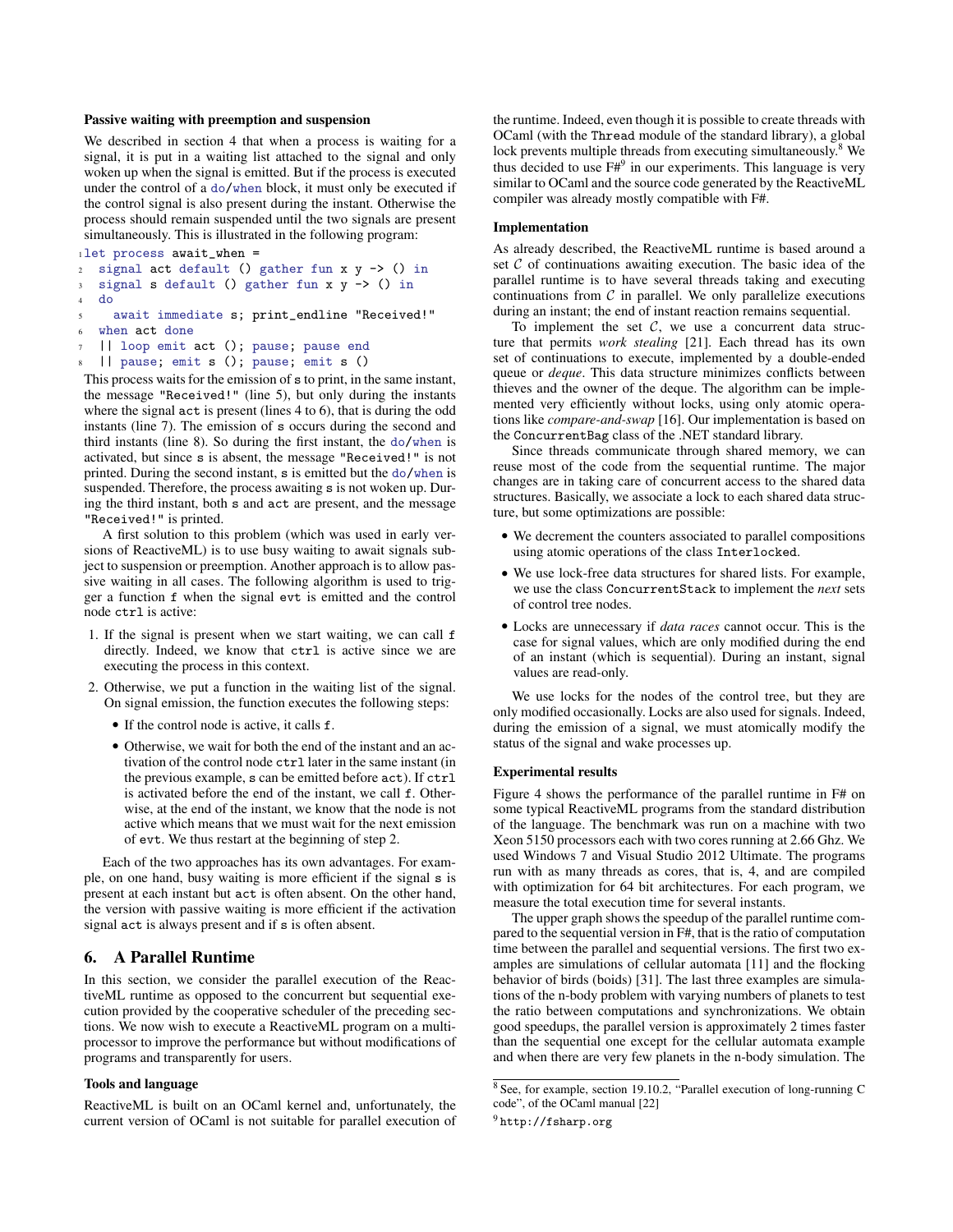### Passive waiting with preemption and suspension

We described in section 4 that when a process is waiting for a signal, it is put in a waiting list attached to the signal and only woken up when the signal is emitted. But if the process is executed under the control of a `do`/`when` block, it must only be executed if the control signal is also present during the instant. Otherwise the process should remain suspended until the two signals are present simultaneously. This is illustrated in the following program:

```
let process await_when =
  signal act default () gather fun x y -> () in
  signal s default () gather fun x y -> () in
  do
    await immediate s; print_endline "Received!"
  when act done
  || loop emit act (); pause; pause end
  || pause; emit s (); pause; emit s ()
```

This process waits for the emission of `s` to print, in the same instant, the message `"Received!"` (line 5), but only during the instants where the signal `act` is present (lines 4 to 6), that is during the odd instants (line 7). The emission of `s` occurs during the second and third instants (line 8). So during the first instant, the `do`/`when` is activated, but since `s` is absent, the message `"Received!"` is not printed. During the second instant, `s` is emitted but the `do`/`when` is suspended. Therefore, the process awaiting `s` is not woken up. During the third instant, both `s` and `act` are present, and the message `"Received!"` is printed.

A first solution to this problem (which was used in early versions of ReactiveML) is to use busy waiting to await signals subject to suspension or preemption. Another approach is to allow passive waiting in all cases. The following algorithm is used to trigger a function `f` when the signal `evt` is emitted and the control node `ctrl` is active:

1. If the signal is present when we start waiting, we can call `f` directly. Indeed, we know that `ctrl` is active since we are executing the process in this context.
2. Otherwise, we put a function in the waiting list of the signal. On signal emission, the function executes the following steps:
   - If the control node is active, it calls `f`.
   - Otherwise, we wait for both the end of the instant and an activation of the control node `ctrl` later in the same instant (in the previous example, `s` can be emitted before `act`). If `ctrl` is activated before the end of the instant, we call `f`. Otherwise, at the end of the instant, we know that the node is not active which means that we must wait for the next emission of `evt`. We thus restart at the beginning of step 2.

Each of the two approaches has its own advantages. For example, on one hand, busy waiting is more efficient if the signal `s` is present at each instant but `act` is often absent. On the other hand, the version with passive waiting is more efficient if the activation signal `act` is always present and if `s` is often absent.

## 6. A Parallel Runtime

In this section, we consider the parallel execution of the ReactiveML runtime as opposed to the concurrent but sequential execution provided by the cooperative scheduler of the preceding sections. We now wish to execute a ReactiveML program on a multiprocessor to improve the performance but without modifications of programs and transparently for users.

### Tools and language

ReactiveML is built on an OCaml kernel and, unfortunately, the current version of OCaml is not suitable for parallel execution of the runtime. Indeed, even though it is possible to create threads with OCaml (with the `Thread` module of the standard library), a global lock prevents multiple threads from executing simultaneously.[8] We thus decided to use F#[9] in our experiments. This language is very similar to OCaml and the source code generated by the ReactiveML compiler was already mostly compatible with F#.

### Implementation

As already described, the ReactiveML runtime is based around a set $\mathcal{C}$ of continuations awaiting execution. The basic idea of the parallel runtime is to have several threads taking and executing continuations from $\mathcal{C}$ in parallel. We only parallelize executions during an instant; the end of instant reaction remains sequential.

To implement the set $\mathcal{C}$, we use a concurrent data structure that permits *work stealing* [21]. Each thread has its own set of continuations to execute, implemented by a double-ended queue or *deque*. This data structure minimizes conflicts between thieves and the owner of the deque. The algorithm can be implemented very efficiently without locks, using only atomic operations like *compare-and-swap* [16]. Our implementation is based on the `ConcurrentBag` class of the .NET standard library.

Since threads communicate through shared memory, we can reuse most of the code from the sequential runtime. The major changes are in taking care of concurrent access to the shared data structures. Basically, we associate a lock to each shared data structure, but some optimizations are possible:

- We decrement the counters associated to parallel compositions using atomic operations of the class `Interlocked`.
- We use lock-free data structures for shared lists. For example, we use the class `ConcurrentStack` to implement the *next* sets of control tree nodes.
- Locks are unnecessary if *data races* cannot occur. This is the case for signal values, which are only modified during the end of an instant (which is sequential). During an instant, signal values are read-only.

We use locks for the nodes of the control tree, but they are only modified occasionally. Locks are also used for signals. Indeed, during the emission of a signal, we must atomically modify the status of the signal and wake processes up.

### Experimental results

Figure 4 shows the performance of the parallel runtime in F# on some typical ReactiveML programs from the standard distribution of the language. The benchmark was run on a machine with two Xeon 5150 processors each with two cores running at 2.66 Ghz. We used Windows 7 and Visual Studio 2012 Ultimate. The programs run with as many threads as cores, that is, 4, and are compiled with optimization for 64 bit architectures. For each program, we measure the total execution time for several instants.

The upper graph shows the speedup of the parallel runtime compared to the sequential version in F#, that is the ratio of computation time between the parallel and sequential versions. The first two examples are simulations of cellular automata [11] and the flocking behavior of birds (boids) [31]. The last three examples are simulations of the n-body problem with varying numbers of planets to test the ratio between computations and synchronizations. We obtain good speedups, the parallel version is approximately 2 times faster than the sequential one except for the cellular automata example and when there are very few planets in the n-body simulation. The

[8] See, for example, section 19.10.2, "Parallel execution of long-running C code", of the OCaml manual [22]

[9] `http://fsharp.org`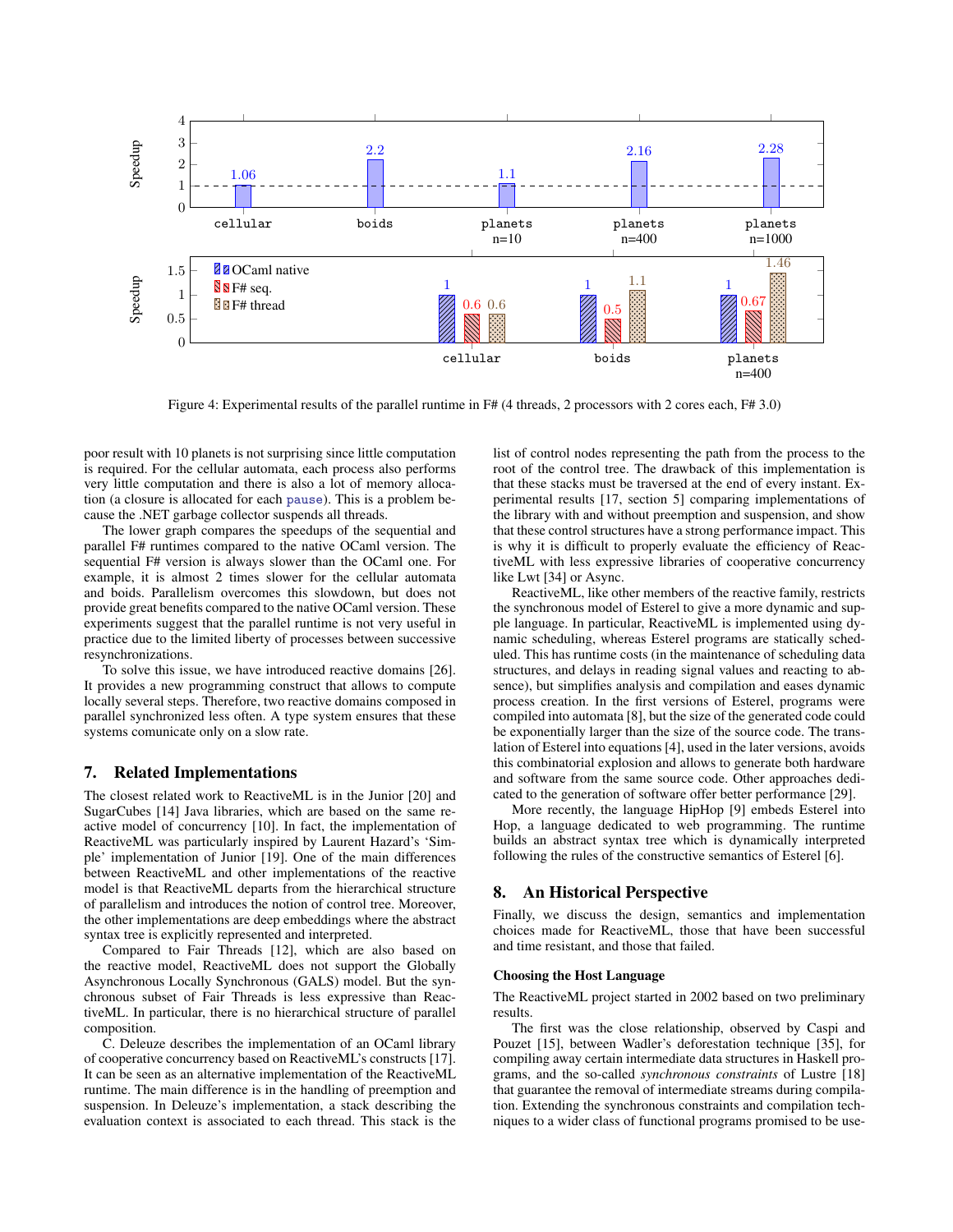Figure 4: Experimental results of the parallel runtime in F# (4 threads, 2 processors with 2 cores each, F# 3.0)

poor result with 10 planets is not surprising since little computation is required. For the cellular automata, each process also performs very little computation and there is also a lot of memory allocation (a closure is allocated for each `pause`). This is a problem because the .NET garbage collector suspends all threads.

The lower graph compares the speedups of the sequential and parallel F# runtimes compared to the native OCaml version. The sequential F# version is always slower than the OCaml one. For example, it is almost 2 times slower for the cellular automata and boids. Parallelism overcomes this slowdown, but does not provide great benefits compared to the native OCaml version. These experiments suggest that the parallel runtime is not very useful in practice due to the limited liberty of processes between successive resynchronizations.

To solve this issue, we have introduced reactive domains [26]. It provides a new programming construct that allows to compute locally several steps. Therefore, two reactive domains composed in parallel synchronized less often. A type system ensures that these systems comunicate only on a slow rate.

## 7. Related Implementations

The closest related work to ReactiveML is in the Junior [20] and SugarCubes [14] Java libraries, which are based on the same reactive model of concurrency [10]. In fact, the implementation of ReactiveML was particularly inspired by Laurent Hazard's 'Simple' implementation of Junior [19]. One of the main differences between ReactiveML and other implementations of the reactive model is that ReactiveML departs from the hierarchical structure of parallelism and introduces the notion of control tree. Moreover, the other implementations are deep embeddings where the abstract syntax tree is explicitly represented and interpreted.

Compared to Fair Threads [12], which are also based on the reactive model, ReactiveML does not support the Globally Asynchronous Locally Synchronous (GALS) model. But the synchronous subset of Fair Threads is less expressive than ReactiveML. In particular, there is no hierarchical structure of parallel composition.

C. Deleuze describes the implementation of an OCaml library of cooperative concurrency based on ReactiveML's constructs [17]. It can be seen as an alternative implementation of the ReactiveML runtime. The main difference is in the handling of preemption and suspension. In Deleuze's implementation, a stack describing the evaluation context is associated to each thread. This stack is the list of control nodes representing the path from the process to the root of the control tree. The drawback of this implementation is that these stacks must be traversed at the end of every instant. Experimental results [17, section 5] comparing implementations of the library with and without preemption and suspension, and show that these control structures have a strong performance impact. This is why it is difficult to properly evaluate the efficiency of ReactiveML with less expressive libraries of cooperative concurrency like Lwt [34] or Async.

ReactiveML, like other members of the reactive family, restricts the synchronous model of Esterel to give a more dynamic and supple language. In particular, ReactiveML is implemented using dynamic scheduling, whereas Esterel programs are statically scheduled. This has runtime costs (in the maintenance of scheduling data structures, and delays in reading signal values and reacting to absence), but simplifies analysis and compilation and eases dynamic process creation. In the first versions of Esterel, programs were compiled into automata [8], but the size of the generated code could be exponentially larger than the size of the source code. The translation of Esterel into equations [4], used in the later versions, avoids this combinatorial explosion and allows to generate both hardware and software from the same source code. Other approaches dedicated to the generation of software offer better performance [29].

More recently, the language HipHop [9] embeds Esterel into Hop, a language dedicated to web programming. The runtime builds an abstract syntax tree which is dynamically interpreted following the rules of the constructive semantics of Esterel [6].

## 8. An Historical Perspective

Finally, we discuss the design, semantics and implementation choices made for ReactiveML, those that have been successful and time resistant, and those that failed.

### Choosing the Host Language

The ReactiveML project started in 2002 based on two preliminary results.

The first was the close relationship, observed by Caspi and Pouzet [15], between Wadler's deforestation technique [35], for compiling away certain intermediate data structures in Haskell programs, and the so-called *synchronous constraints* of Lustre [18] that guarantee the removal of intermediate streams during compilation. Extending the synchronous constraints and compilation techniques to a wider class of functional programs promised to be use-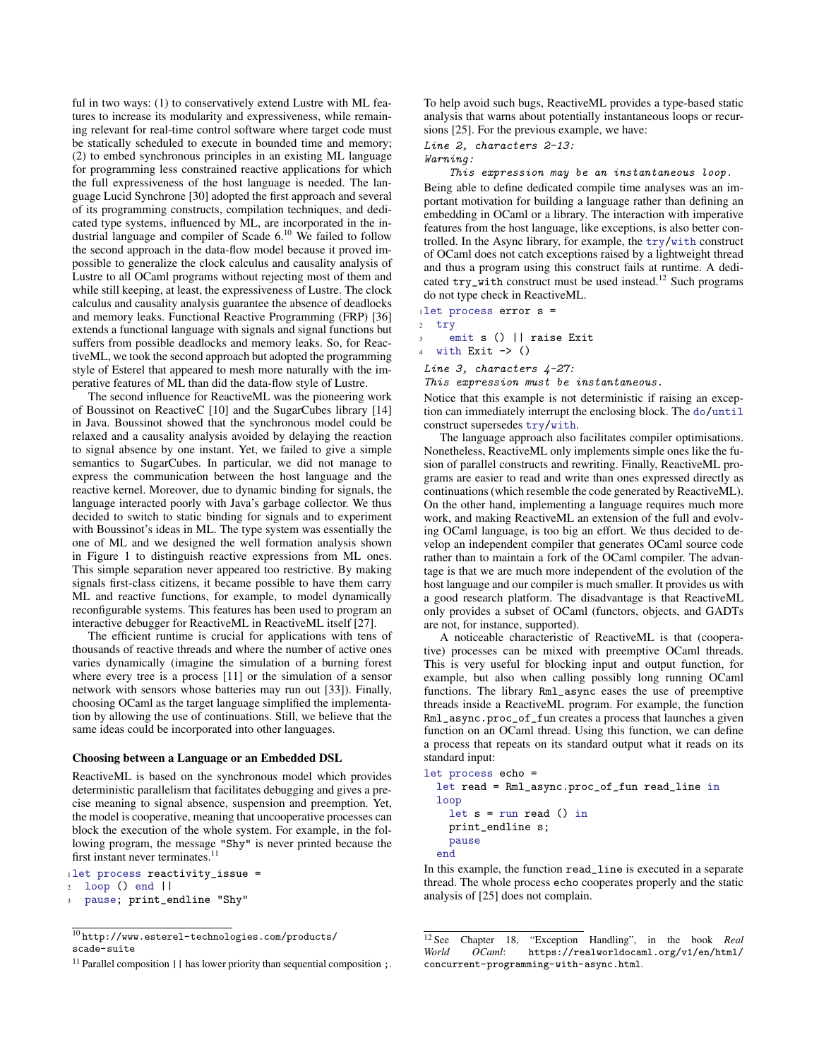ful in two ways: (1) to conservatively extend Lustre with ML features to increase its modularity and expressiveness, while remaining relevant for real-time control software where target code must be statically scheduled to execute in bounded time and memory; (2) to embed synchronous principles in an existing ML language for programming less constrained reactive applications for which the full expressiveness of the host language is needed. The language Lucid Synchrone [30] adopted the first approach and several of its programming constructs, compilation techniques, and dedicated type systems, influenced by ML, are incorporated in the industrial language and compiler of Scade 6.[10] We failed to follow the second approach in the data-flow model because it proved impossible to generalize the clock calculus and causality analysis of Lustre to all OCaml programs without rejecting most of them and while still keeping, at least, the expressiveness of Lustre. The clock calculus and causality analysis guarantee the absence of deadlocks and memory leaks. Functional Reactive Programming (FRP) [36] extends a functional language with signals and signal functions but suffers from possible deadlocks and memory leaks. So, for ReactiveML, we took the second approach but adopted the programming style of Esterel that appeared to mesh more naturally with the imperative features of ML than did the data-flow style of Lustre.

The second influence for ReactiveML was the pioneering work of Boussinot on ReactiveC [10] and the SugarCubes library [14] in Java. Boussinot showed that the synchronous model could be relaxed and a causality analysis avoided by delaying the reaction to signal absence by one instant. Yet, we failed to give a simple semantics to SugarCubes. In particular, we did not manage to express the communication between the host language and the reactive kernel. Moreover, due to dynamic binding for signals, the language interacted poorly with Java's garbage collector. We thus decided to switch to static binding for signals and to experiment with Boussinot's ideas in ML. The type system was essentially the one of ML and we designed the well formation analysis shown in Figure 1 to distinguish reactive expressions from ML ones. This simple separation never appeared too restrictive. By making signals first-class citizens, it became possible to have them carry ML and reactive functions, for example, to model dynamically reconfigurable systems. This features has been used to program an interactive debugger for ReactiveML in ReactiveML itself [27].

The efficient runtime is crucial for applications with tens of thousands of reactive threads and where the number of active ones varies dynamically (imagine the simulation of a burning forest where every tree is a process [11] or the simulation of a sensor network with sensors whose batteries may run out [33]). Finally, choosing OCaml as the target language simplified the implementation by allowing the use of continuations. Still, we believe that the same ideas could be incorporated into other languages.

### Choosing between a Language or an Embedded DSL

ReactiveML is based on the synchronous model which provides deterministic parallelism that facilitates debugging and gives a precise meaning to signal absence, suspension and preemption. Yet, the model is cooperative, meaning that uncooperative processes can block the execution of the whole system. For example, in the following program, the message "Shy" is never printed because the first instant never terminates.[11]

```
1 let process reactivity_issue =
2   loop () end ||
3   pause; print_endline "Shy"
```

To help avoid such bugs, ReactiveML provides a type-based static analysis that warns about potentially instantaneous loops or recursions [25]. For the previous example, we have:

```
Line 2, characters 2-13:
Warning:
    This expression may be an instantaneous loop.
```

Being able to define dedicated compile time analyses was an important motivation for building a language rather than defining an embedding in OCaml or a library. The interaction with imperative features from the host language, like exceptions, is also better controlled. In the Async library, for example, the `try`/`with` construct of OCaml does not catch exceptions raised by a lightweight thread and thus a program using this construct fails at runtime. A dedicated `try_with` construct must be used instead.[12] Such programs do not type check in ReactiveML.

```
1 let process error s =
2   try
3     emit s () || raise Exit
4   with Exit -> ()
```

```
Line 3, characters 4-27:
This expression must be instantaneous.
```

Notice that this example is not deterministic if raising an exception can immediately interrupt the enclosing block. The `do`/`until` construct supersedes `try`/`with`.

The language approach also facilitates compiler optimisations. Nonetheless, ReactiveML only implements simple ones like the fusion of parallel constructs and rewriting. Finally, ReactiveML programs are easier to read and write than ones expressed directly as continuations (which resemble the code generated by ReactiveML). On the other hand, implementing a language requires much more work, and making ReactiveML an extension of the full and evolving OCaml language, is too big an effort. We thus decided to develop an independent compiler that generates OCaml source code rather than to maintain a fork of the OCaml compiler. The advantage is that we are much more independent of the evolution of the host language and our compiler is much smaller. It provides us with a good research platform. The disadvantage is that ReactiveML only provides a subset of OCaml (functors, objects, and GADTs are not, for instance, supported).

A noticeable characteristic of ReactiveML is that (cooperative) processes can be mixed with preemptive OCaml threads. This is very useful for blocking input and output function, for example, but also when calling possibly long running OCaml functions. The library `Rml_async` eases the use of preemptive threads inside a ReactiveML program. For example, the function `Rml_async.proc_of_fun` creates a process that launches a given function on an OCaml thread. Using this function, we can define a process that repeats on its standard output what it reads on its standard input:

```
let process echo =
  let read = Rml_async.proc_of_fun read_line in
  loop
    let s = run read () in
    print_endline s;
    pause
  end
```

In this example, the function `read_line` is executed in a separate thread. The whole process `echo` cooperates properly and the static analysis of [25] does not complain.

---

[10] http://www.esterel-technologies.com/products/scade-suite

[11] Parallel composition `||` has lower priority than sequential composition `;`.

[12] See Chapter 18, "Exception Handling", in the book *Real World OCaml*: https://realworldocaml.org/v1/en/html/concurrent-programming-with-async.html.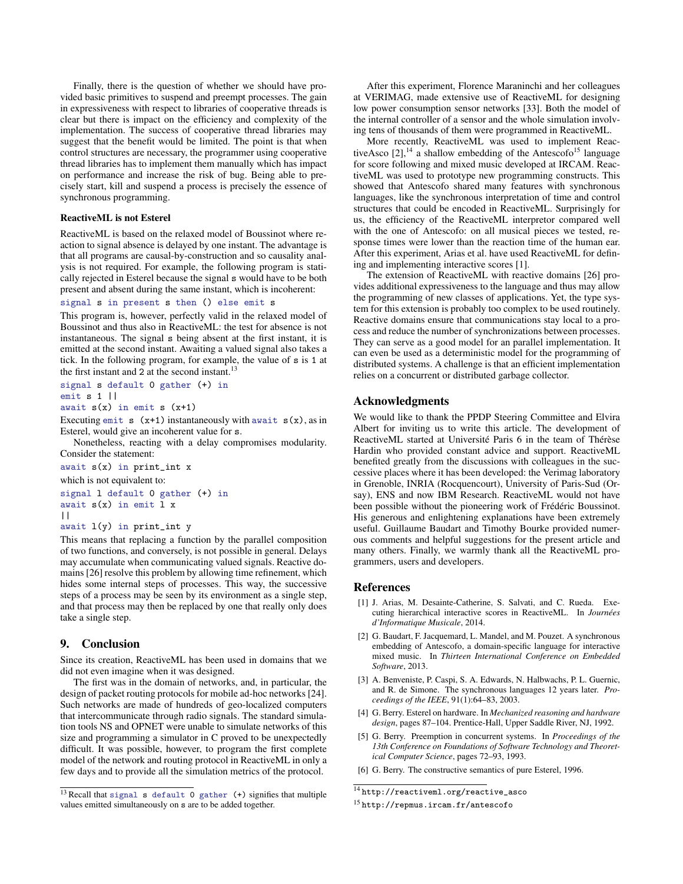Finally, there is the question of whether we should have provided basic primitives to suspend and preempt processes. The gain in expressiveness with respect to libraries of cooperative threads is clear but there is impact on the efficiency and complexity of the implementation. The success of cooperative thread libraries may suggest that the benefit would be limited. The point is that when control structures are necessary, the programmer using cooperative thread libraries has to implement them manually which has impact on performance and increase the risk of bug. Being able to precisely start, kill and suspend a process is precisely the essence of synchronous programming.

**ReactiveML is not Esterel**

ReactiveML is based on the relaxed model of Boussinot where reaction to signal absence is delayed by one instant. The advantage is that all programs are causal-by-construction and so causality analysis is not required. For example, the following program is statically rejected in Esterel because the signal s would have to be both present and absent during the same instant, which is incoherent:

```
signal s in present s then () else emit s
```

This program is, however, perfectly valid in the relaxed model of Boussinot and thus also in ReactiveML: the test for absence is not instantaneous. The signal s being absent at the first instant, it is emitted at the second instant. Awaiting a valued signal also takes a tick. In the following program, for example, the value of s is 1 at the first instant and 2 at the second instant.[13]

```
signal s default 0 gather (+) in
emit s 1 ||
await s(x) in emit s (x+1)
```

Executing `emit s (x+1)` instantaneously with `await s(x)`, as in Esterel, would give an incoherent value for s.

Nonetheless, reacting with a delay compromises modularity. Consider the statement:

```
await s(x) in print_int x
```

which is not equivalent to:

```
signal l default 0 gather (+) in
await s(x) in emit l x
||
await l(y) in print_int y
```

This means that replacing a function by the parallel composition of two functions, and conversely, is not possible in general. Delays may accumulate when communicating valued signals. Reactive domains [26] resolve this problem by allowing time refinement, which hides some internal steps of processes. This way, the successive steps of a process may be seen by its environment as a single step, and that process may then be replaced by one that really only does take a single step.

## 9. Conclusion

Since its creation, ReactiveML has been used in domains that we did not even imagine when it was designed.

The first was in the domain of networks, and, in particular, the design of packet routing protocols for mobile ad-hoc networks [24]. Such networks are made of hundreds of geo-localized computers that intercommunicate through radio signals. The standard simulation tools NS and OPNET were unable to simulate networks of this size and programming a simulator in C proved to be unexpectedly difficult. It was possible, however, to program the first complete model of the network and routing protocol in ReactiveML in only a few days and to provide all the simulation metrics of the protocol.

After this experiment, Florence Maraninchi and her colleagues at VERIMAG, made extensive use of ReactiveML for designing low power consumption sensor networks [33]. Both the model of the internal controller of a sensor and the whole simulation involving tens of thousands of them were programmed in ReactiveML.

More recently, ReactiveML was used to implement ReactiveAsco [2],[14] a shallow embedding of the Antescofo[15] language for score following and mixed music developed at IRCAM. ReactiveML was used to prototype new programming constructs. This showed that Antescofo shared many features with synchronous languages, like the synchronous interpretation of time and control structures that could be encoded in ReactiveML. Surprisingly for us, the efficiency of the ReactiveML interpretor compared well with the one of Antescofo: on all musical pieces we tested, response times were lower than the reaction time of the human ear. After this experiment, Arias et al. have used ReactiveML for defining and implementing interactive scores [1].

The extension of ReactiveML with reactive domains [26] provides additional expressiveness to the language and thus may allow the programming of new classes of applications. Yet, the type system for this extension is probably too complex to be used routinely. Reactive domains ensure that communications stay local to a process and reduce the number of synchronizations between processes. They can serve as a good model for an parallel implementation. It can even be used as a deterministic model for the programming of distributed systems. A challenge is that an efficient implementation relies on a concurrent or distributed garbage collector.

## Acknowledgments

We would like to thank the PPDP Steering Committee and Elvira Albert for inviting us to write this article. The development of ReactiveML started at Université Paris 6 in the team of Thérèse Hardin who provided constant advice and support. ReactiveML benefited greatly from the discussions with colleagues in the successive places where it has been developed: the Verimag laboratory in Grenoble, INRIA (Rocquencourt), University of Paris-Sud (Orsay), ENS and now IBM Research. ReactiveML would not have been possible without the pioneering work of Frédéric Boussinot. His generous and enlightening explanations have been extremely useful. Guillaume Baudart and Timothy Bourke provided numerous comments and helpful suggestions for the present article and many others. Finally, we warmly thank all the ReactiveML programmers, users and developers.

## References

[1] J. Arias, M. Desainte-Catherine, S. Salvati, and C. Rueda. Executing hierarchical interactive scores in ReactiveML. In *Journées d'Informatique Musicale*, 2014.

[2] G. Baudart, F. Jacquemard, L. Mandel, and M. Pouzet. A synchronous embedding of Antescofo, a domain-specific language for interactive mixed music. In *Thirteen International Conference on Embedded Software*, 2013.

[3] A. Benveniste, P. Caspi, S. A. Edwards, N. Halbwachs, P. L. Guernic, and R. de Simone. The synchronous languages 12 years later. *Proceedings of the IEEE*, 91(1):64–83, 2003.

[4] G. Berry. Esterel on hardware. In *Mechanized reasoning and hardware design*, pages 87–104. Prentice-Hall, Upper Saddle River, NJ, 1992.

[5] G. Berry. Preemption in concurrent systems. In *Proceedings of the 13th Conference on Foundations of Software Technology and Theoretical Computer Science*, pages 72–93, 1993.

[6] G. Berry. The constructive semantics of pure Esterel, 1996.

---

[13] Recall that `signal s default 0 gather (+)` signifies that multiple values emitted simultaneously on s are to be added together.

[14] `http://reactiveml.org/reactive_asco`

[15] `http://repmus.ircam.fr/antescofo`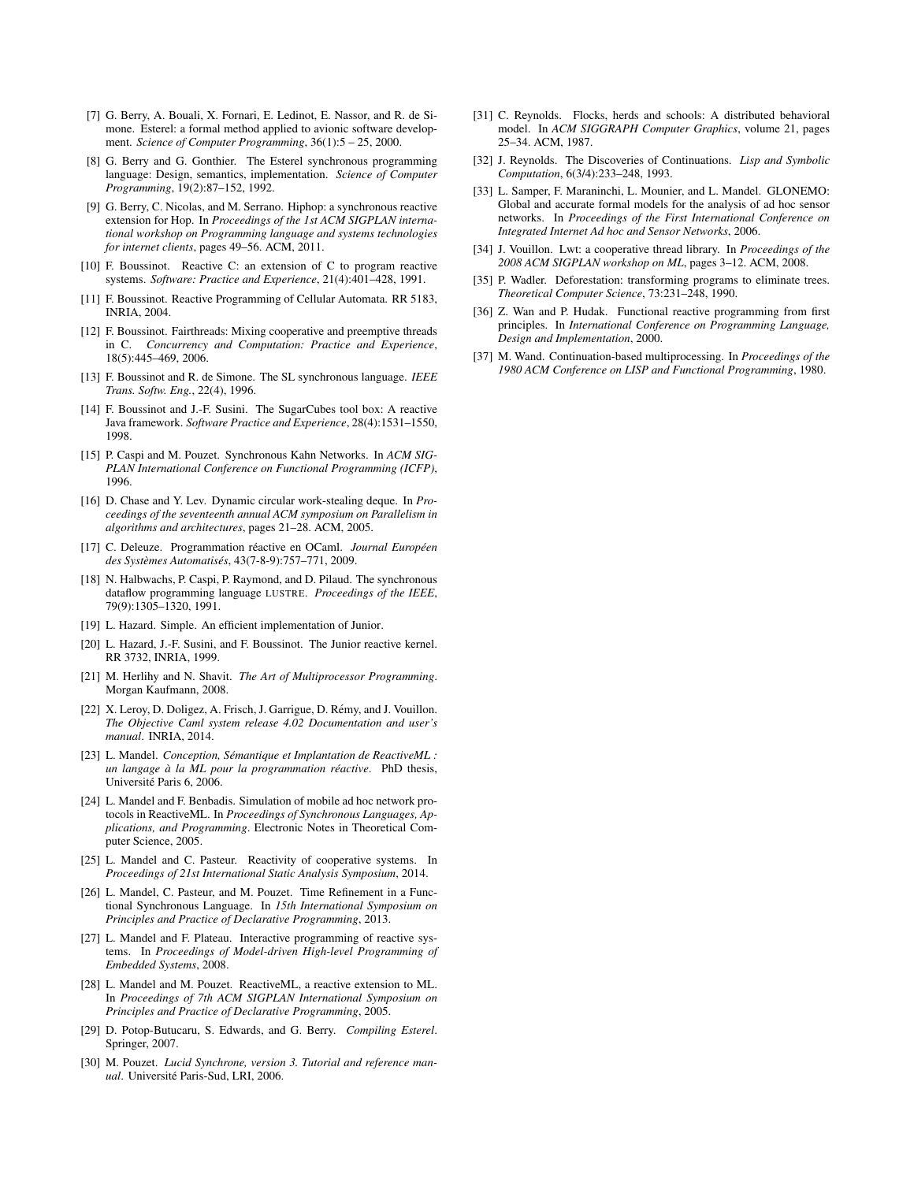[7] G. Berry, A. Bouali, X. Fornari, E. Ledinot, E. Nassor, and R. de Simone. Esterel: a formal method applied to avionic software development. *Science of Computer Programming*, 36(1):5 – 25, 2000.

[8] G. Berry and G. Gonthier. The Esterel synchronous programming language: Design, semantics, implementation. *Science of Computer Programming*, 19(2):87–152, 1992.

[9] G. Berry, C. Nicolas, and M. Serrano. Hiphop: a synchronous reactive extension for Hop. In *Proceedings of the 1st ACM SIGPLAN international workshop on Programming language and systems technologies for internet clients*, pages 49–56. ACM, 2011.

[10] F. Boussinot. Reactive C: an extension of C to program reactive systems. *Software: Practice and Experience*, 21(4):401–428, 1991.

[11] F. Boussinot. Reactive Programming of Cellular Automata. RR 5183, INRIA, 2004.

[12] F. Boussinot. Fairthreads: Mixing cooperative and preemptive threads in C. *Concurrency and Computation: Practice and Experience*, 18(5):445–469, 2006.

[13] F. Boussinot and R. de Simone. The SL synchronous language. *IEEE Trans. Softw. Eng.*, 22(4), 1996.

[14] F. Boussinot and J.-F. Susini. The SugarCubes tool box: A reactive Java framework. *Software Practice and Experience*, 28(4):1531–1550, 1998.

[15] P. Caspi and M. Pouzet. Synchronous Kahn Networks. In *ACM SIGPLAN International Conference on Functional Programming (ICFP)*, 1996.

[16] D. Chase and Y. Lev. Dynamic circular work-stealing deque. In *Proceedings of the seventeenth annual ACM symposium on Parallelism in algorithms and architectures*, pages 21–28. ACM, 2005.

[17] C. Deleuze. Programmation réactive en OCaml. *Journal Européen des Systèmes Automatisés*, 43(7-8-9):757–771, 2009.

[18] N. Halbwachs, P. Caspi, P. Raymond, and D. Pilaud. The synchronous dataflow programming language LUSTRE. *Proceedings of the IEEE*, 79(9):1305–1320, 1991.

[19] L. Hazard. Simple. An efficient implementation of Junior.

[20] L. Hazard, J.-F. Susini, and F. Boussinot. The Junior reactive kernel. RR 3732, INRIA, 1999.

[21] M. Herlihy and N. Shavit. *The Art of Multiprocessor Programming*. Morgan Kaufmann, 2008.

[22] X. Leroy, D. Doligez, A. Frisch, J. Garrigue, D. Rémy, and J. Vouillon. *The Objective Caml system release 4.02 Documentation and user's manual*. INRIA, 2014.

[23] L. Mandel. *Conception, Sémantique et Implantation de ReactiveML : un langage à la ML pour la programmation réactive*. PhD thesis, Université Paris 6, 2006.

[24] L. Mandel and F. Benbadis. Simulation of mobile ad hoc network protocols in ReactiveML. In *Proceedings of Synchronous Languages, Applications, and Programming*. Electronic Notes in Theoretical Computer Science, 2005.

[25] L. Mandel and C. Pasteur. Reactivity of cooperative systems. In *Proceedings of 21st International Static Analysis Symposium*, 2014.

[26] L. Mandel, C. Pasteur, and M. Pouzet. Time Refinement in a Functional Synchronous Language. In *15th International Symposium on Principles and Practice of Declarative Programming*, 2013.

[27] L. Mandel and F. Plateau. Interactive programming of reactive systems. In *Proceedings of Model-driven High-level Programming of Embedded Systems*, 2008.

[28] L. Mandel and M. Pouzet. ReactiveML, a reactive extension to ML. In *Proceedings of 7th ACM SIGPLAN International Symposium on Principles and Practice of Declarative Programming*, 2005.

[29] D. Potop-Butucaru, S. Edwards, and G. Berry. *Compiling Esterel*. Springer, 2007.

[30] M. Pouzet. *Lucid Synchrone, version 3. Tutorial and reference manual*. Université Paris-Sud, LRI, 2006.

[31] C. Reynolds. Flocks, herds and schools: A distributed behavioral model. In *ACM SIGGRAPH Computer Graphics*, volume 21, pages 25–34. ACM, 1987.

[32] J. Reynolds. The Discoveries of Continuations. *Lisp and Symbolic Computation*, 6(3/4):233–248, 1993.

[33] L. Samper, F. Maraninchi, L. Mounier, and L. Mandel. GLONEMO: Global and accurate formal models for the analysis of ad hoc sensor networks. In *Proceedings of the First International Conference on Integrated Internet Ad hoc and Sensor Networks*, 2006.

[34] J. Vouillon. Lwt: a cooperative thread library. In *Proceedings of the 2008 ACM SIGPLAN workshop on ML*, pages 3–12. ACM, 2008.

[35] P. Wadler. Deforestation: transforming programs to eliminate trees. *Theoretical Computer Science*, 73:231–248, 1990.

[36] Z. Wan and P. Hudak. Functional reactive programming from first principles. In *International Conference on Programming Language, Design and Implementation*, 2000.

[37] M. Wand. Continuation-based multiprocessing. In *Proceedings of the 1980 ACM Conference on LISP and Functional Programming*, 1980.